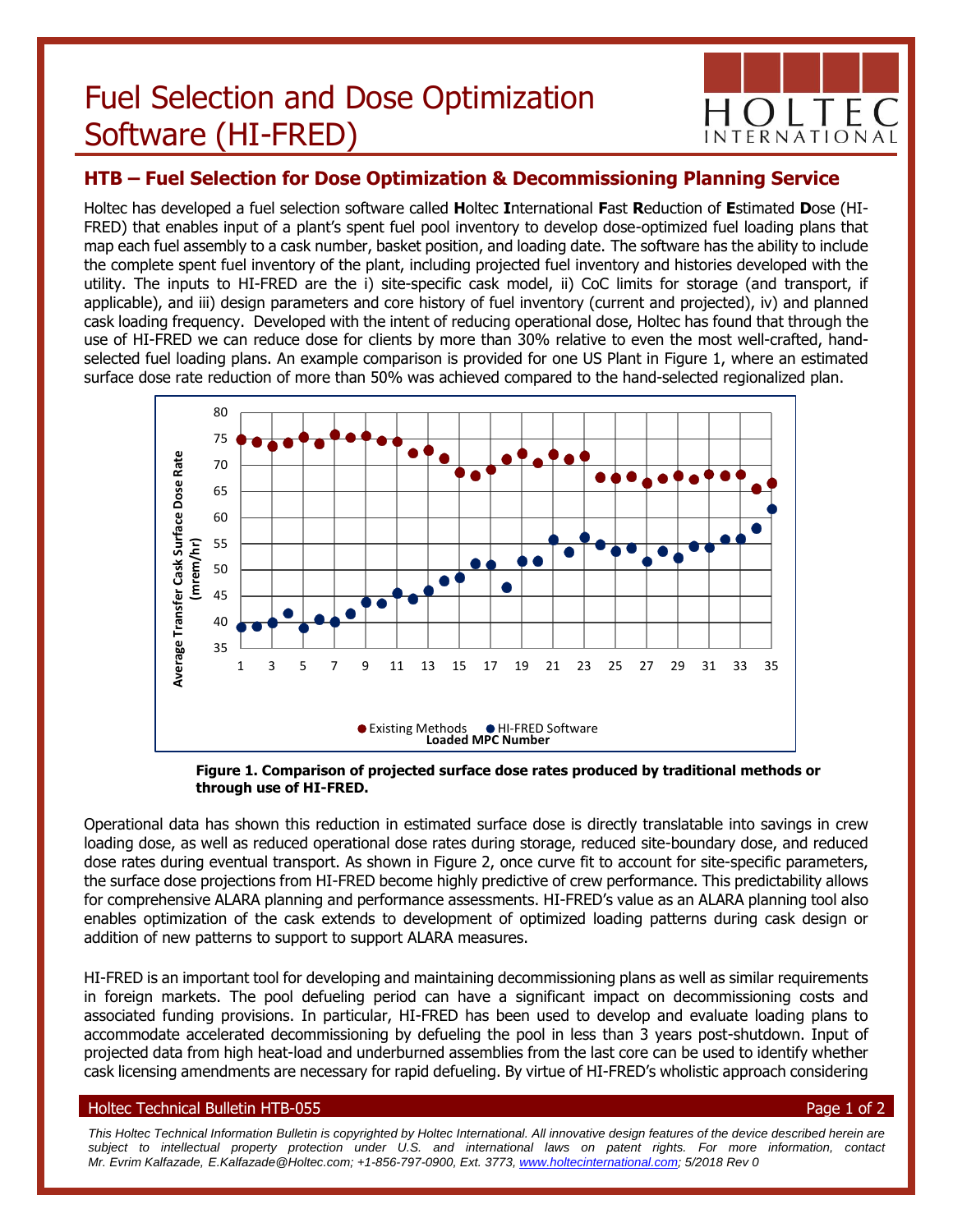# Fuel Selection and Dose Optimization Software (HI-FRED)

## HTB – Fuel Selection for Dose Optimization & Decommissioning Planning Service

Holtec has developed a fuel selection software called **H**oltec **I**nternational **F**ast **R**eduction of **E**stimated **D**ose (HI-FRED) that enables input of a plant's spent fuel pool inventory to develop dose-optimized fuel loading plans that map each fuel assembly to a cask number, basket position, and loading date. The software has the ability to include the complete spent fuel inventory of the plant, including projected fuel inventory and histories developed with the utility. The inputs to HI-FRED are the i) site-specific cask model, ii) CoC limits for storage (and transport, if applicable), and iii) design parameters and core history of fuel inventory (current and projected), iv) and planned cask loading frequency. Developed with the intent of reducing operational dose, Holtec has found that through the use of HI-FRED we can reduce dose for clients by more than 30% relative to even the most well-crafted, hand-selected fuel loading plans. An example comparison is provided for one US Plant in Figure 1, where an estimated surface dose rate reduction of more than 50% was achieved compared to the hand-selected regionalized plan.

**Figure 1. Comparison of projected surface dose rates produced by traditional methods or through use of HI-FRED.**

Operational data has shown this reduction in estimated surface dose is directly translatable into savings in crew loading dose, as well as reduced operational dose rates during storage, reduced site-boundary dose, and reduced dose rates during eventual transport. As shown in Figure 2, once curve fit to account for site-specific parameters, the surface dose projections from HI-FRED become highly predictive of crew performance. This predictability allows for comprehensive ALARA planning and performance assessments. HI-FRED's value as an ALARA planning tool also enables optimization of the cask extends to development of optimized loading patterns during cask design or addition of new patterns to support to support ALARA measures.

HI-FRED is an important tool for developing and maintaining decommissioning plans as well as similar requirements in foreign markets. The pool defueling period can have a significant impact on decommissioning costs and associated funding provisions. In particular, HI-FRED has been used to develop and evaluate loading plans to accommodate accelerated decommissioning by defueling the pool in less than 3 years post-shutdown. Input of projected data from high heat-load and underburned assemblies from the last core can be used to identify whether cask licensing amendments are necessary for rapid defueling. By virtue of HI-FRED's wholistic approach considering

*This Holtec Technical Information Bulletin is copyrighted by Holtec International. All innovative design features of the device described herein are subject to intellectual property protection under U.S. and international laws on patent rights. For more information, contact Mr. Evrim Kalfazade, E.Kalfazade@Holtec.com; +1-856-797-0900, Ext. 3773, www.holtecinternational.com; 5/2018 Rev 0*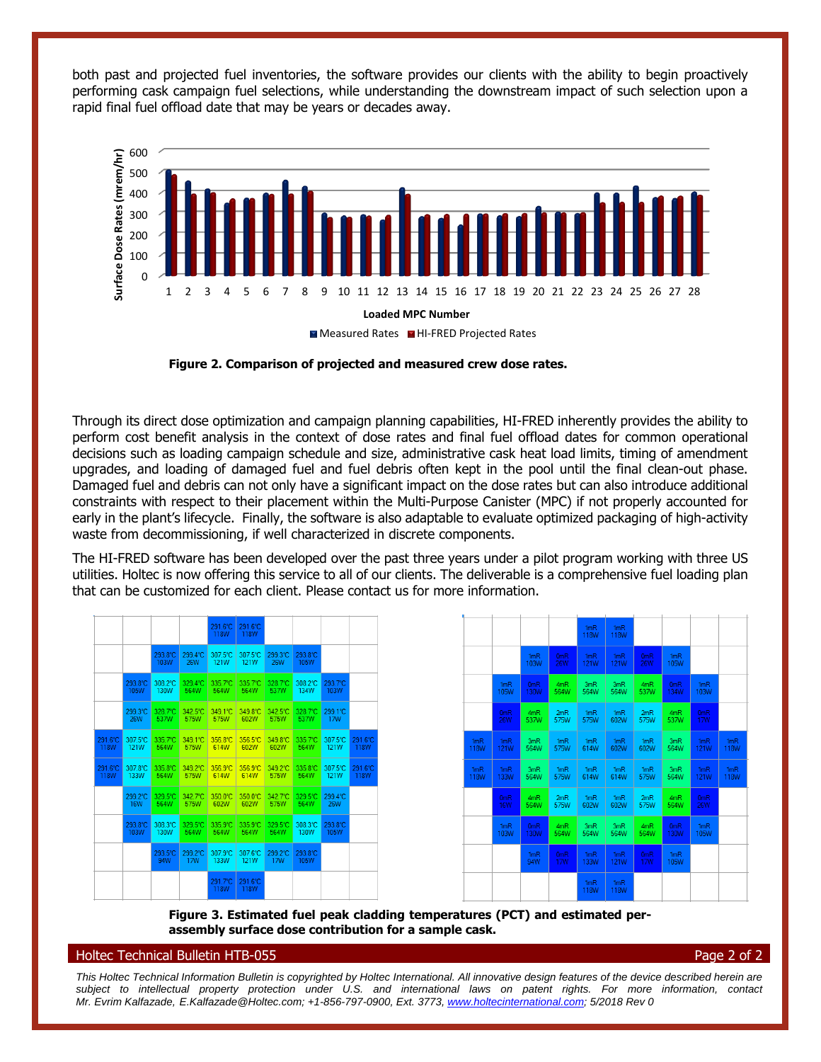both past and projected fuel inventories, the software provides our clients with the ability to begin proactively performing cask campaign fuel selections, while understanding the downstream impact of such selection upon a rapid final fuel offload date that may be years or decades away.

Surface Dose Rates (mrem/hr)
600
500
400
300
200
100
0
1 2 3 4 5 6 7 8 9 10 11 12 13 14 15 16 17 18 19 20 21 22 23 24 25 26 27 28
Loaded MPC Number
Measured Rates
HI-FRED Projected Rates

**Figure 2. Comparison of projected and measured crew dose rates.**

Through its direct dose optimization and campaign planning capabilities, HI-FRED inherently provides the ability to perform cost benefit analysis in the context of dose rates and final fuel offload dates for common operational decisions such as loading campaign schedule and size, administrative cask heat load limits, timing of amendment upgrades, and loading of damaged fuel and fuel debris often kept in the pool until the final clean-out phase. Damaged fuel and debris can not only have a significant impact on the dose rates but can also introduce additional constraints with respect to their placement within the Multi-Purpose Canister (MPC) if not properly accounted for early in the plant's lifecycle. Finally, the software is also adaptable to evaluate optimized packaging of high-activity waste from decommissioning, if well characterized in discrete components.

The HI-FRED software has been developed over the past three years under a pilot program working with three US utilities. Holtec is now offering this service to all of our clients. The deliverable is a comprehensive fuel loading plan that can be customized for each client. Please contact us for more information.

| | | | | | | | | | |
|---|---|---|---|---|---|---|---|---|---|
| | | | | 291.6°C 118W | 291.6°C 118W | | | | |
| | | 293.8°C 103W | 299.4°C 26W | 307.5°C 121W | 307.5°C 121W | 299.3°C 25W | 293.8°C 105W | | |
| | 293.8°C 105W | 308.2°C 130W | 329.4°C 564W | 335.7°C 564W | 335.7°C 564W | 328.7°C 537W | 308.2°C 134W | 293.7°C 103W | |
| | 299.3°C 26W | 328.7°C 537W | 342.5°C 575W | 349.1°C 575W | 349.8°C 602W | 342.5°C 575W | 328.7°C 537W | 299.1°C 17W | |
| 291.6°C 118W | 307.5°C 121W | 335.7°C 564W | 349.1°C 575W | 356.8°C 614W | 356.5°C 602W | 349.8°C 602W | 335.7°C 564W | 307.5°C 121W | 291.6°C 118W |
| 291.6°C 118W | 307.8°C 133W | 335.8°C 564W | 349.2°C 575W | 356.9°C 614W | 356.9°C 614W | 349.2°C 575W | 335.8°C 564W | 307.5°C 121W | 291.6°C 118W |
| | 299.2°C 16W | 329.5°C 564W | 342.7°C 575W | 350.0°C 602W | 350.0°C 602W | 342.7°C 575W | 329.5°C 564W | 299.4°C 26W | |
| | 293.8°C 103W | 308.3°C 130W | 329.5°C 564W | 335.9°C 564W | 335.9°C 564W | 329.5°C 564W | 308.3°C 130W | 293.8°C 105W | |
| | | 293.5°C 94W | 299.2°C 17W | 307.9°C 133W | 307.6°C 121W | 299.2°C 17W | 293.8°C 105W | | |
| | | | | 291.7°C 118W | 291.6°C 118W | | | | |

| | | | | | | | | | |
|---|---|---|---|---|---|---|---|---|---|
| | | | | 1mR 118W | 1mR 118W | | | | |
| | | 1mR 103W | 0mR 26W | 1mR 121W | 1mR 121W | 0mR 26W | 1mR 105W | | |
| | 1mR 105W | 0mR 130W | 4mR 564W | 3mR 564W | 3mR 564W | 4mR 537W | 0mR 134W | 1mR 103W | |
| | 0mR 26W | 4mR 537W | 2mR 575W | 1mR 575W | 1mR 602W | 2mR 575W | 4mR 537W | 0mR 17W | |
| 1mR 118W | 1mR 121W | 3mR 564W | 1mR 575W | 1mR 614W | 1mR 602W | 1mR 602W | 3mR 564W | 1mR 121W | 1mR 118W |
| 1mR 118W | 1mR 133W | 3mR 564W | 1mR 575W | 1mR 614W | 1mR 614W | 1mR 575W | 3mR 564W | 1mR 121W | 1mR 118W |
| | 0mR 16W | 4mR 564W | 2mR 575W | 1mR 602W | 1mR 602W | 2mR 575W | 4mR 564W | 0mR 26W | |
| | 1mR 103W | 0mR 130W | 4mR 564W | 3mR 564W | 3mR 564W | 4mR 564W | 0mR 130W | 1mR 105W | |
| | | 1mR 94W | 0mR 17W | 1mR 133W | 1mR 121W | 0mR 17W | 1mR 105W | | |
| | | | | 1mR 118W | 1mR 118W | | | | |

**Figure 3. Estimated fuel peak cladding temperatures (PCT) and estimated per-assembly surface dose contribution for a sample cask.**

Holtec Technical Bulletin HTB-055

*This Holtec Technical Information Bulletin is copyrighted by Holtec International. All innovative design features of the device described herein are subject to intellectual property protection under U.S. and international laws on patent rights. For more information, contact Mr. Evrim Kalfazade, E.Kalfazade@Holtec.com; +1-856-797-0900, Ext. 3773, www.holtecinternational.com; 5/2018 Rev 0*